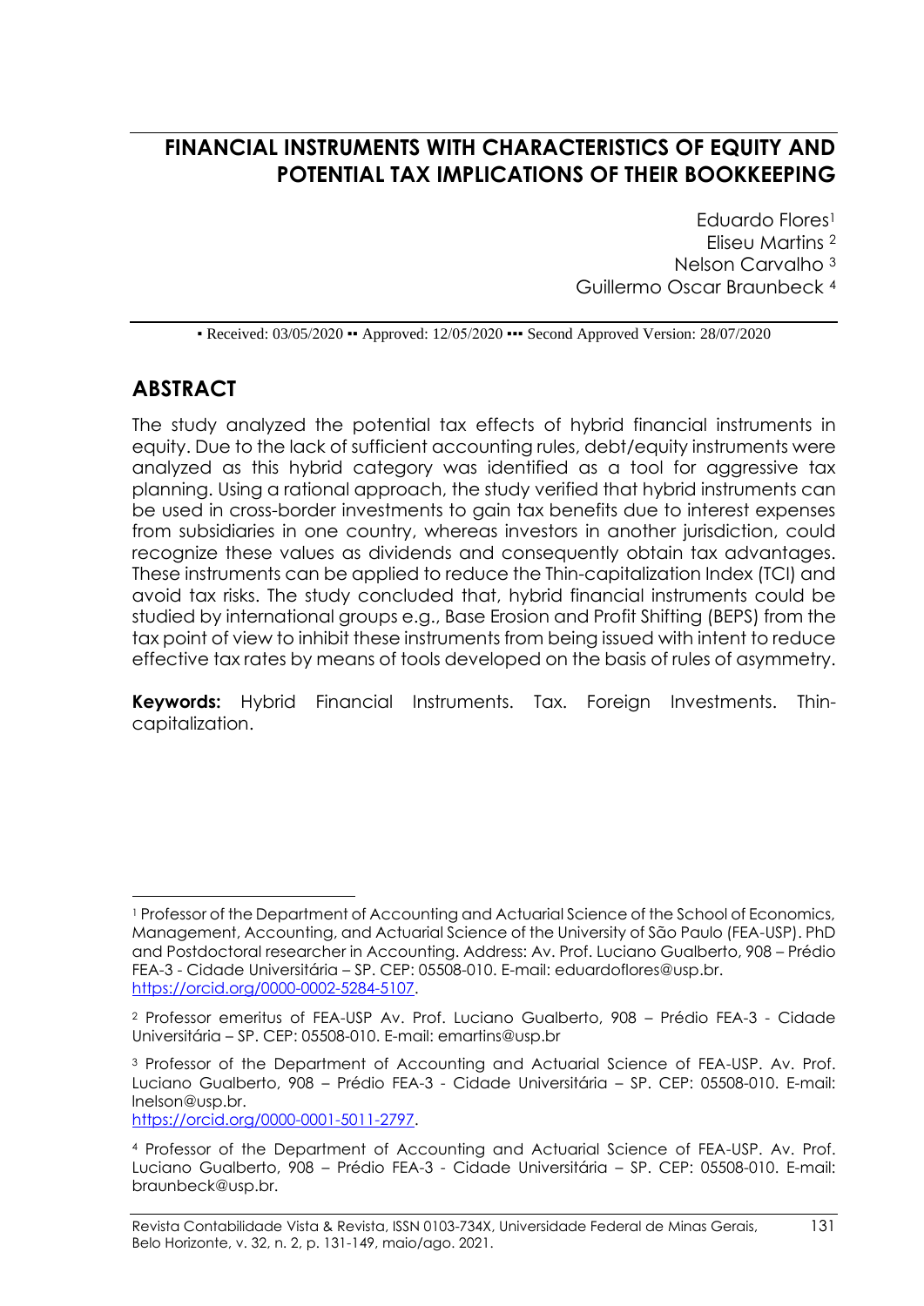# FINANCIAL INSTRUMENTS WITH CHARACTERISTICS OF EQUITY AND POTENTIAL TAX IMPLICATIONS OF THEIR BOOKKEEPING

Eduardo Flores[1]
Eliseu Martins [2]
Nelson Carvalho [3]
Guillermo Oscar Braunbeck [4]

▪ Received: 03/05/2020 ▪▪ Approved: 12/05/2020 ▪▪▪ Second Approved Version: 28/07/2020

## ABSTRACT

The study analyzed the potential tax effects of hybrid financial instruments in equity. Due to the lack of sufficient accounting rules, debt/equity instruments were analyzed as this hybrid category was identified as a tool for aggressive tax planning. Using a rational approach, the study verified that hybrid instruments can be used in cross-border investments to gain tax benefits due to interest expenses from subsidiaries in one country, whereas investors in another jurisdiction, could recognize these values as dividends and consequently obtain tax advantages. These instruments can be applied to reduce the Thin-capitalization Index (TCI) and avoid tax risks. The study concluded that, hybrid financial instruments could be studied by international groups e.g., Base Erosion and Profit Shifting (BEPS) from the tax point of view to inhibit these instruments from being issued with intent to reduce effective tax rates by means of tools developed on the basis of rules of asymmetry.

**Keywords:** Hybrid Financial Instruments. Tax. Foreign Investments. Thin-capitalization.

---

[1] Professor of the Department of Accounting and Actuarial Science of the School of Economics, Management, Accounting, and Actuarial Science of the University of São Paulo (FEA-USP). PhD and Postdoctoral researcher in Accounting. Address: Av. Prof. Luciano Gualberto, 908 – Prédio FEA-3 - Cidade Universitária – SP. CEP: 05508-010. E-mail: eduardoflores@usp.br. https://orcid.org/0000-0002-5284-5107.

[2] Professor emeritus of FEA-USP Av. Prof. Luciano Gualberto, 908 – Prédio FEA-3 - Cidade Universitária – SP. CEP: 05508-010. E-mail: emartins@usp.br

[3] Professor of the Department of Accounting and Actuarial Science of FEA-USP. Av. Prof. Luciano Gualberto, 908 – Prédio FEA-3 - Cidade Universitária – SP. CEP: 05508-010. E-mail: lnelson@usp.br.
https://orcid.org/0000-0001-5011-2797.

[4] Professor of the Department of Accounting and Actuarial Science of FEA-USP. Av. Prof. Luciano Gualberto, 908 – Prédio FEA-3 - Cidade Universitária – SP. CEP: 05508-010. E-mail: braunbeck@usp.br.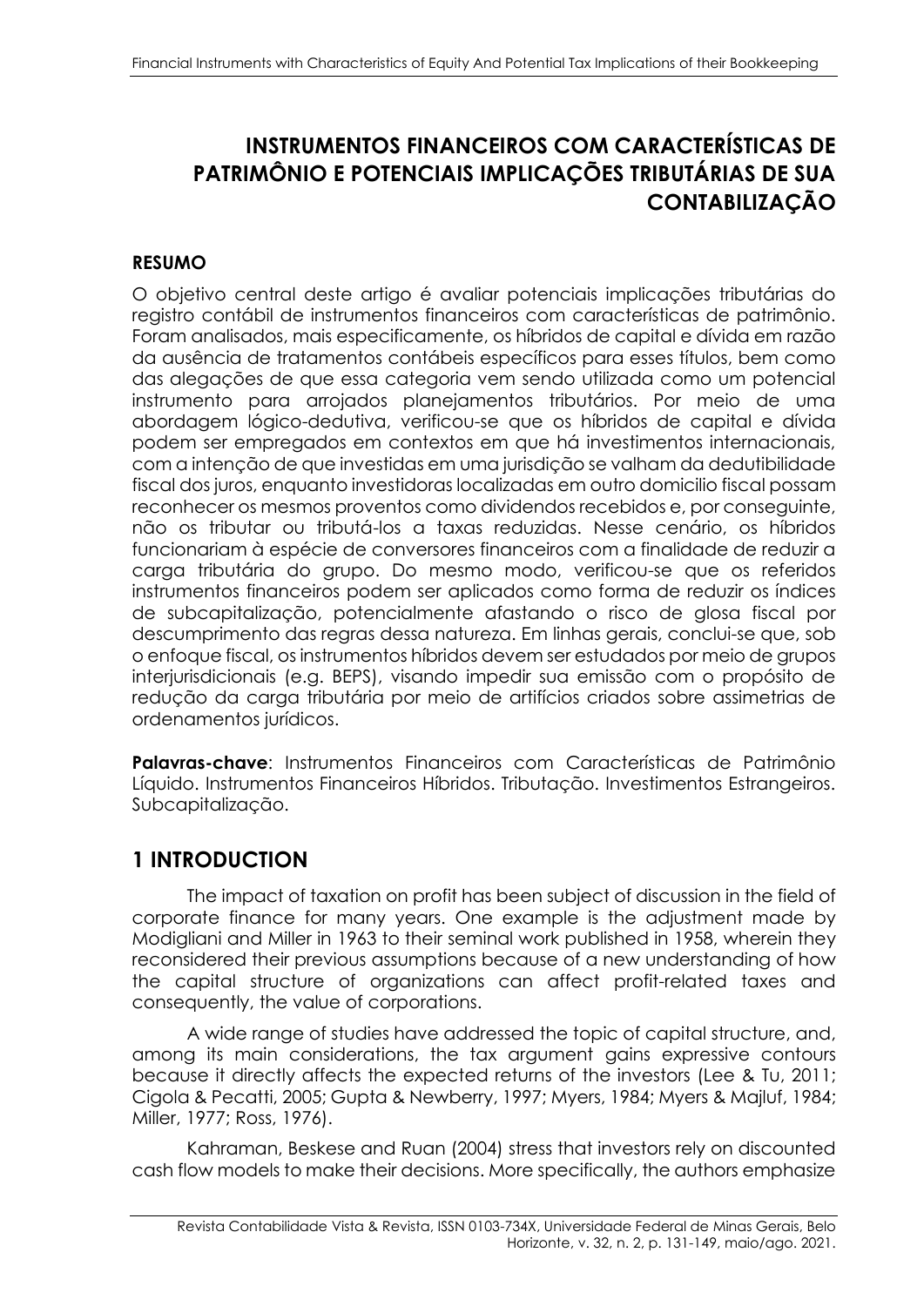# INSTRUMENTOS FINANCEIROS COM CARACTERÍSTICAS DE PATRIMÔNIO E POTENCIAIS IMPLICAÇÕES TRIBUTÁRIAS DE SUA CONTABILIZAÇÃO

## RESUMO

O objetivo central deste artigo é avaliar potenciais implicações tributárias do registro contábil de instrumentos financeiros com características de patrimônio. Foram analisados, mais especificamente, os híbridos de capital e dívida em razão da ausência de tratamentos contábeis específicos para esses títulos, bem como das alegações de que essa categoria vem sendo utilizada como um potencial instrumento para arrojados planejamentos tributários. Por meio de uma abordagem lógico-dedutiva, verificou-se que os híbridos de capital e dívida podem ser empregados em contextos em que há investimentos internacionais, com a intenção de que investidas em uma jurisdição se valham da dedutibilidade fiscal dos juros, enquanto investidoras localizadas em outro domicílio fiscal possam reconhecer os mesmos proventos como dividendos recebidos e, por conseguinte, não os tributar ou tributá-los a taxas reduzidas. Nesse cenário, os híbridos funcionariam à espécie de conversores financeiros com a finalidade de reduzir a carga tributária do grupo. Do mesmo modo, verificou-se que os referidos instrumentos financeiros podem ser aplicados como forma de reduzir os índices de subcapitalização, potencialmente afastando o risco de glosa fiscal por descumprimento das regras dessa natureza. Em linhas gerais, conclui-se que, sob o enfoque fiscal, os instrumentos híbridos devem ser estudados por meio de grupos interjurisdicionais (e.g. BEPS), visando impedir sua emissão com o propósito de redução da carga tributária por meio de artifícios criados sobre assimetrias de ordenamentos jurídicos.

**Palavras-chave**: Instrumentos Financeiros com Características de Patrimônio Líquido. Instrumentos Financeiros Híbridos. Tributação. Investimentos Estrangeiros. Subcapitalização.

## 1 INTRODUCTION

The impact of taxation on profit has been subject of discussion in the field of corporate finance for many years. One example is the adjustment made by Modigliani and Miller in 1963 to their seminal work published in 1958, wherein they reconsidered their previous assumptions because of a new understanding of how the capital structure of organizations can affect profit-related taxes and consequently, the value of corporations.

A wide range of studies have addressed the topic of capital structure, and, among its main considerations, the tax argument gains expressive contours because it directly affects the expected returns of the investors (Lee & Tu, 2011; Cigola & Pecatti, 2005; Gupta & Newberry, 1997; Myers, 1984; Myers & Majluf, 1984; Miller, 1977; Ross, 1976).

Kahraman, Beskese and Ruan (2004) stress that investors rely on discounted cash flow models to make their decisions. More specifically, the authors emphasize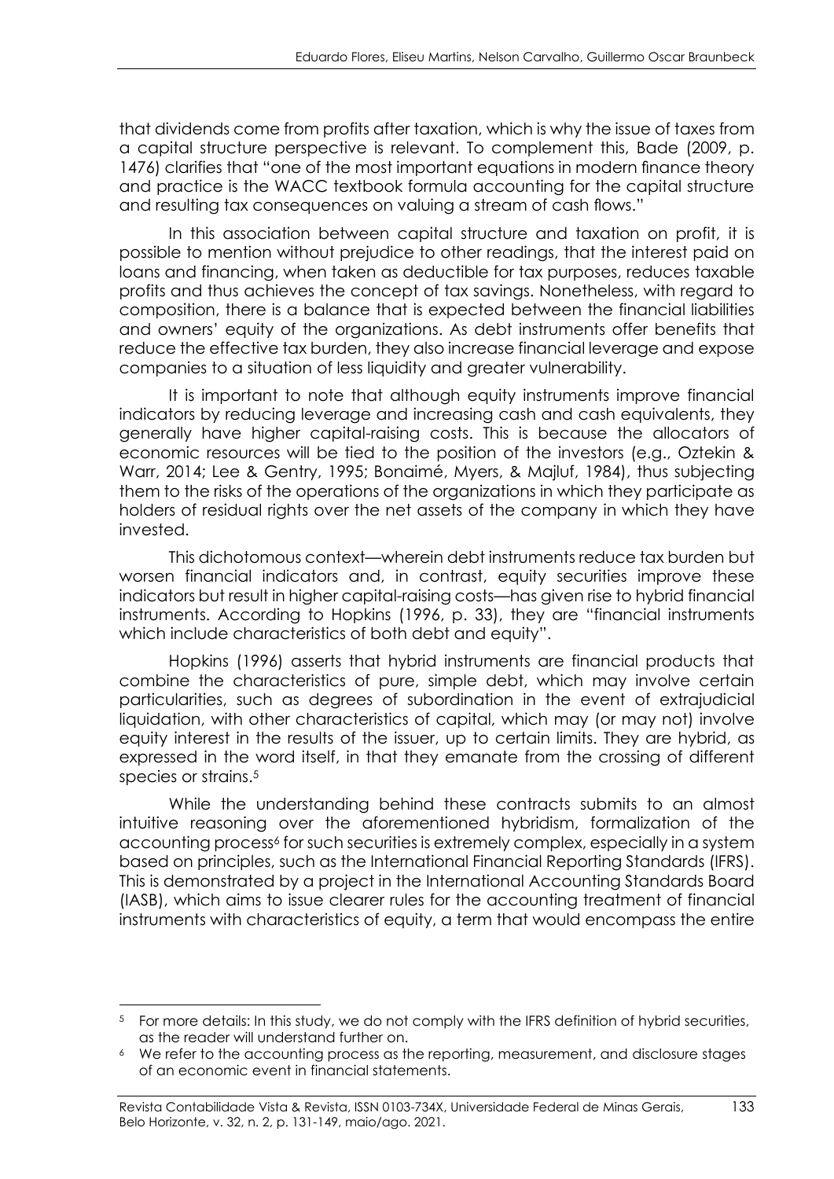that dividends come from profits after taxation, which is why the issue of taxes from a capital structure perspective is relevant. To complement this, Bade (2009, p. 1476) clarifies that "one of the most important equations in modern finance theory and practice is the WACC textbook formula accounting for the capital structure and resulting tax consequences on valuing a stream of cash flows."

In this association between capital structure and taxation on profit, it is possible to mention without prejudice to other readings, that the interest paid on loans and financing, when taken as deductible for tax purposes, reduces taxable profits and thus achieves the concept of tax savings. Nonetheless, with regard to composition, there is a balance that is expected between the financial liabilities and owners' equity of the organizations. As debt instruments offer benefits that reduce the effective tax burden, they also increase financial leverage and expose companies to a situation of less liquidity and greater vulnerability.

It is important to note that although equity instruments improve financial indicators by reducing leverage and increasing cash and cash equivalents, they generally have higher capital-raising costs. This is because the allocators of economic resources will be tied to the position of the investors (e.g., Oztekin & Warr, 2014; Lee & Gentry, 1995; Bonaimé, Myers, & Majluf, 1984), thus subjecting them to the risks of the operations of the organizations in which they participate as holders of residual rights over the net assets of the company in which they have invested.

This dichotomous context—wherein debt instruments reduce tax burden but worsen financial indicators and, in contrast, equity securities improve these indicators but result in higher capital-raising costs—has given rise to hybrid financial instruments. According to Hopkins (1996, p. 33), they are "financial instruments which include characteristics of both debt and equity".

Hopkins (1996) asserts that hybrid instruments are financial products that combine the characteristics of pure, simple debt, which may involve certain particularities, such as degrees of subordination in the event of extrajudicial liquidation, with other characteristics of capital, which may (or may not) involve equity interest in the results of the issuer, up to certain limits. They are hybrid, as expressed in the word itself, in that they emanate from the crossing of different species or strains.[5]

While the understanding behind these contracts submits to an almost intuitive reasoning over the aforementioned hybridism, formalization of the accounting process[6] for such securities is extremely complex, especially in a system based on principles, such as the International Financial Reporting Standards (IFRS). This is demonstrated by a project in the International Accounting Standards Board (IASB), which aims to issue clearer rules for the accounting treatment of financial instruments with characteristics of equity, a term that would encompass the entire

[5] For more details: In this study, we do not comply with the IFRS definition of hybrid securities, as the reader will understand further on.

[6] We refer to the accounting process as the reporting, measurement, and disclosure stages of an economic event in financial statements.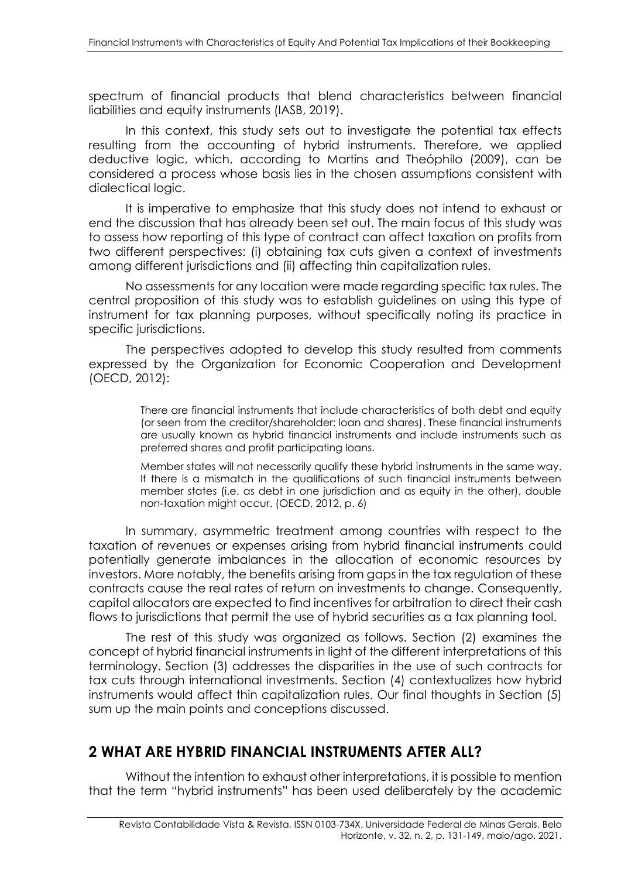spectrum of financial products that blend characteristics between financial liabilities and equity instruments (IASB, 2019).

In this context, this study sets out to investigate the potential tax effects resulting from the accounting of hybrid instruments. Therefore, we applied deductive logic, which, according to Martins and Theóphilo (2009), can be considered a process whose basis lies in the chosen assumptions consistent with dialectical logic.

It is imperative to emphasize that this study does not intend to exhaust or end the discussion that has already been set out. The main focus of this study was to assess how reporting of this type of contract can affect taxation on profits from two different perspectives: (i) obtaining tax cuts given a context of investments among different jurisdictions and (ii) affecting thin capitalization rules.

No assessments for any location were made regarding specific tax rules. The central proposition of this study was to establish guidelines on using this type of instrument for tax planning purposes, without specifically noting its practice in specific jurisdictions.

The perspectives adopted to develop this study resulted from comments expressed by the Organization for Economic Cooperation and Development (OECD, 2012):

> There are financial instruments that include characteristics of both debt and equity (or seen from the creditor/shareholder: loan and shares). These financial instruments are usually known as hybrid financial instruments and include instruments such as preferred shares and profit participating loans.
>
> Member states will not necessarily qualify these hybrid instruments in the same way. If there is a mismatch in the qualifications of such financial instruments between member states (i.e. as debt in one jurisdiction and as equity in the other), double non-taxation might occur. (OECD, 2012, p. 6)

In summary, asymmetric treatment among countries with respect to the taxation of revenues or expenses arising from hybrid financial instruments could potentially generate imbalances in the allocation of economic resources by investors. More notably, the benefits arising from gaps in the tax regulation of these contracts cause the real rates of return on investments to change. Consequently, capital allocators are expected to find incentives for arbitration to direct their cash flows to jurisdictions that permit the use of hybrid securities as a tax planning tool.

The rest of this study was organized as follows. Section (2) examines the concept of hybrid financial instruments in light of the different interpretations of this terminology. Section (3) addresses the disparities in the use of such contracts for tax cuts through international investments. Section (4) contextualizes how hybrid instruments would affect thin capitalization rules. Our final thoughts in Section (5) sum up the main points and conceptions discussed.

## 2 WHAT ARE HYBRID FINANCIAL INSTRUMENTS AFTER ALL?

Without the intention to exhaust other interpretations, it is possible to mention that the term "hybrid instruments" has been used deliberately by the academic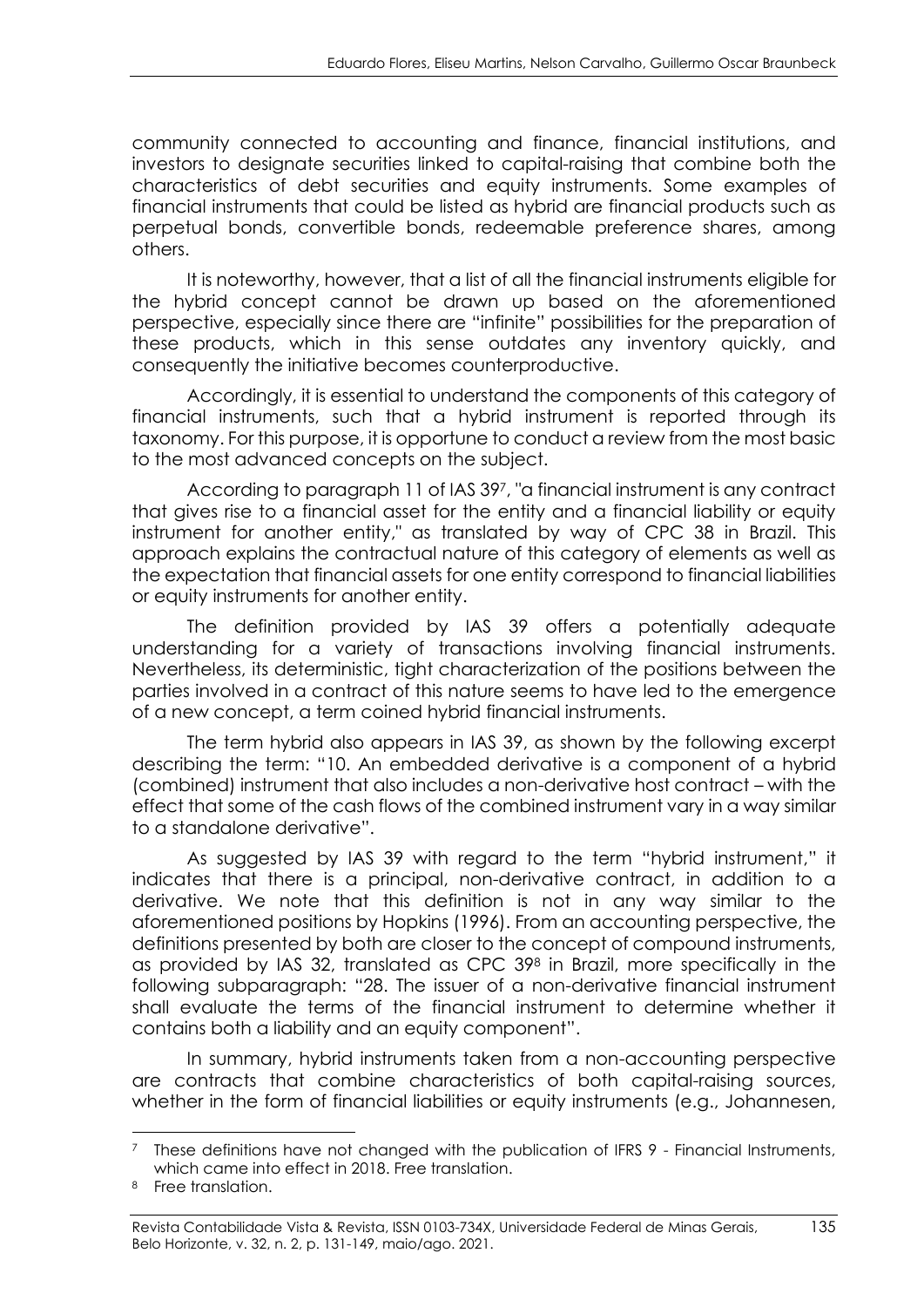community connected to accounting and finance, financial institutions, and investors to designate securities linked to capital-raising that combine both the characteristics of debt securities and equity instruments. Some examples of financial instruments that could be listed as hybrid are financial products such as perpetual bonds, convertible bonds, redeemable preference shares, among others.

It is noteworthy, however, that a list of all the financial instruments eligible for the hybrid concept cannot be drawn up based on the aforementioned perspective, especially since there are "infinite" possibilities for the preparation of these products, which in this sense outdates any inventory quickly, and consequently the initiative becomes counterproductive.

Accordingly, it is essential to understand the components of this category of financial instruments, such that a hybrid instrument is reported through its taxonomy. For this purpose, it is opportune to conduct a review from the most basic to the most advanced concepts on the subject.

According to paragraph 11 of IAS 39[7], "a financial instrument is any contract that gives rise to a financial asset for the entity and a financial liability or equity instrument for another entity," as translated by way of CPC 38 in Brazil. This approach explains the contractual nature of this category of elements as well as the expectation that financial assets for one entity correspond to financial liabilities or equity instruments for another entity.

The definition provided by IAS 39 offers a potentially adequate understanding for a variety of transactions involving financial instruments. Nevertheless, its deterministic, tight characterization of the positions between the parties involved in a contract of this nature seems to have led to the emergence of a new concept, a term coined hybrid financial instruments.

The term hybrid also appears in IAS 39, as shown by the following excerpt describing the term: "10. An embedded derivative is a component of a hybrid (combined) instrument that also includes a non-derivative host contract – with the effect that some of the cash flows of the combined instrument vary in a way similar to a standalone derivative".

As suggested by IAS 39 with regard to the term "hybrid instrument," it indicates that there is a principal, non-derivative contract, in addition to a derivative. We note that this definition is not in any way similar to the aforementioned positions by Hopkins (1996). From an accounting perspective, the definitions presented by both are closer to the concept of compound instruments, as provided by IAS 32, translated as CPC 39[8] in Brazil, more specifically in the following subparagraph: "28. The issuer of a non-derivative financial instrument shall evaluate the terms of the financial instrument to determine whether it contains both a liability and an equity component".

In summary, hybrid instruments taken from a non-accounting perspective are contracts that combine characteristics of both capital-raising sources, whether in the form of financial liabilities or equity instruments (e.g., Johannesen,

---

[7] These definitions have not changed with the publication of IFRS 9 - Financial Instruments, which came into effect in 2018. Free translation.

[8] Free translation.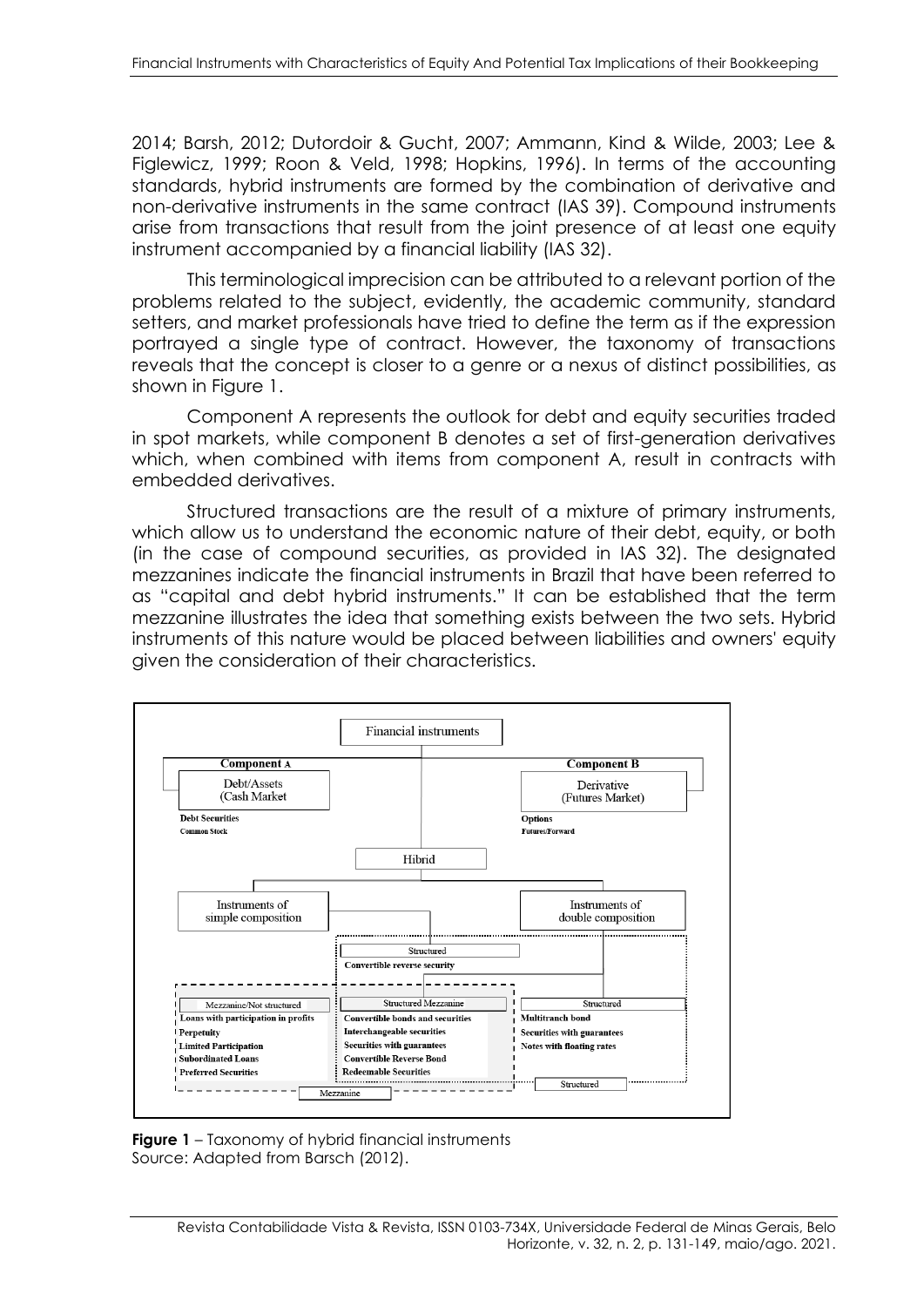2014; Barsh, 2012; Dutordoir & Gucht, 2007; Ammann, Kind & Wilde, 2003; Lee & Figlewicz, 1999; Roon & Veld, 1998; Hopkins, 1996). In terms of the accounting standards, hybrid instruments are formed by the combination of derivative and non-derivative instruments in the same contract (IAS 39). Compound instruments arise from transactions that result from the joint presence of at least one equity instrument accompanied by a financial liability (IAS 32).

This terminological imprecision can be attributed to a relevant portion of the problems related to the subject, evidently, the academic community, standard setters, and market professionals have tried to define the term as if the expression portrayed a single type of contract. However, the taxonomy of transactions reveals that the concept is closer to a genre or a nexus of distinct possibilities, as shown in Figure 1.

Component A represents the outlook for debt and equity securities traded in spot markets, while component B denotes a set of first-generation derivatives which, when combined with items from component A, result in contracts with embedded derivatives.

Structured transactions are the result of a mixture of primary instruments, which allow us to understand the economic nature of their debt, equity, or both (in the case of compound securities, as provided in IAS 32). The designated mezzanines indicate the financial instruments in Brazil that have been referred to as "capital and debt hybrid instruments." It can be established that the term mezzanine illustrates the idea that something exists between the two sets. Hybrid instruments of this nature would be placed between liabilities and owners' equity given the consideration of their characteristics.

Financial instruments

**Component A**
Debt/Assets (Cash Market
**Debt Securities**
**Common Stock**

**Component B**
Derivative (Futures Market)
**Options**
**Futures/Forward**

Hibrid

Instruments of simple composition

Instruments of double composition

Structured
**Convertible reverse security**

Mezzanine/Not structured
**Loans with participation in profits**
**Perpetuity**
**Limited Participation**
**Subordinated Loans**
**Preferred Securities**

Structured Mezzanine
**Convertible bonds and securities**
**Interchangeable securities**
**Securities with guarantees**
**Convertible Reverse Bond**
**Redeemable Securities**

Structured
**Multitranch bond**
**Securities with guarantees**
**Notes with floating rates**

Structured

Mezzanine

**Figure 1** – Taxonomy of hybrid financial instruments
Source: Adapted from Barsch (2012).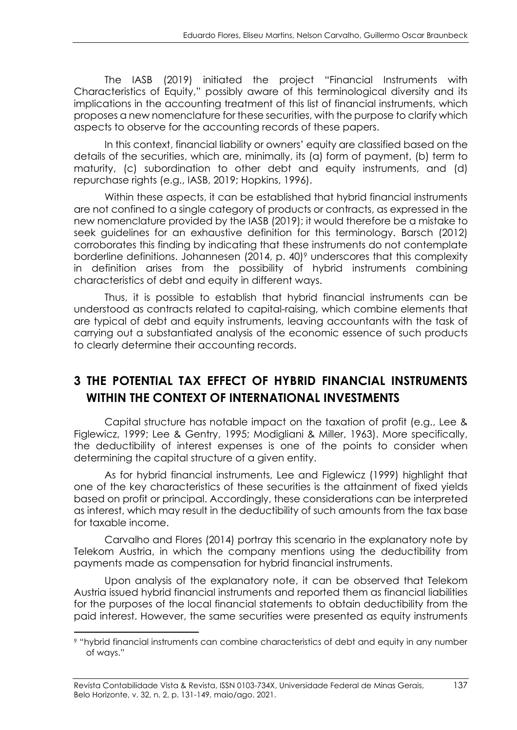The IASB (2019) initiated the project "Financial Instruments with Characteristics of Equity," possibly aware of this terminological diversity and its implications in the accounting treatment of this list of financial instruments, which proposes a new nomenclature for these securities, with the purpose to clarify which aspects to observe for the accounting records of these papers.

In this context, financial liability or owners' equity are classified based on the details of the securities, which are, minimally, its (a) form of payment, (b) term to maturity, (c) subordination to other debt and equity instruments, and (d) repurchase rights (e.g., IASB, 2019; Hopkins, 1996).

Within these aspects, it can be established that hybrid financial instruments are not confined to a single category of products or contracts, as expressed in the new nomenclature provided by the IASB (2019); it would therefore be a mistake to seek guidelines for an exhaustive definition for this terminology. Barsch (2012) corroborates this finding by indicating that these instruments do not contemplate borderline definitions. Johannesen (2014, p. 40)[9] underscores that this complexity in definition arises from the possibility of hybrid instruments combining characteristics of debt and equity in different ways.

Thus, it is possible to establish that hybrid financial instruments can be understood as contracts related to capital-raising, which combine elements that are typical of debt and equity instruments, leaving accountants with the task of carrying out a substantiated analysis of the economic essence of such products to clearly determine their accounting records.

## 3 THE POTENTIAL TAX EFFECT OF HYBRID FINANCIAL INSTRUMENTS WITHIN THE CONTEXT OF INTERNATIONAL INVESTMENTS

Capital structure has notable impact on the taxation of profit (e.g., Lee & Figlewicz, 1999; Lee & Gentry, 1995; Modigliani & Miller, 1963). More specifically, the deductibility of interest expenses is one of the points to consider when determining the capital structure of a given entity.

As for hybrid financial instruments, Lee and Figlewicz (1999) highlight that one of the key characteristics of these securities is the attainment of fixed yields based on profit or principal. Accordingly, these considerations can be interpreted as interest, which may result in the deductibility of such amounts from the tax base for taxable income.

Carvalho and Flores (2014) portray this scenario in the explanatory note by Telekom Austria, in which the company mentions using the deductibility from payments made as compensation for hybrid financial instruments.

Upon analysis of the explanatory note, it can be observed that Telekom Austria issued hybrid financial instruments and reported them as financial liabilities for the purposes of the local financial statements to obtain deductibility from the paid interest. However, the same securities were presented as equity instruments

[9] "hybrid financial instruments can combine characteristics of debt and equity in any number of ways."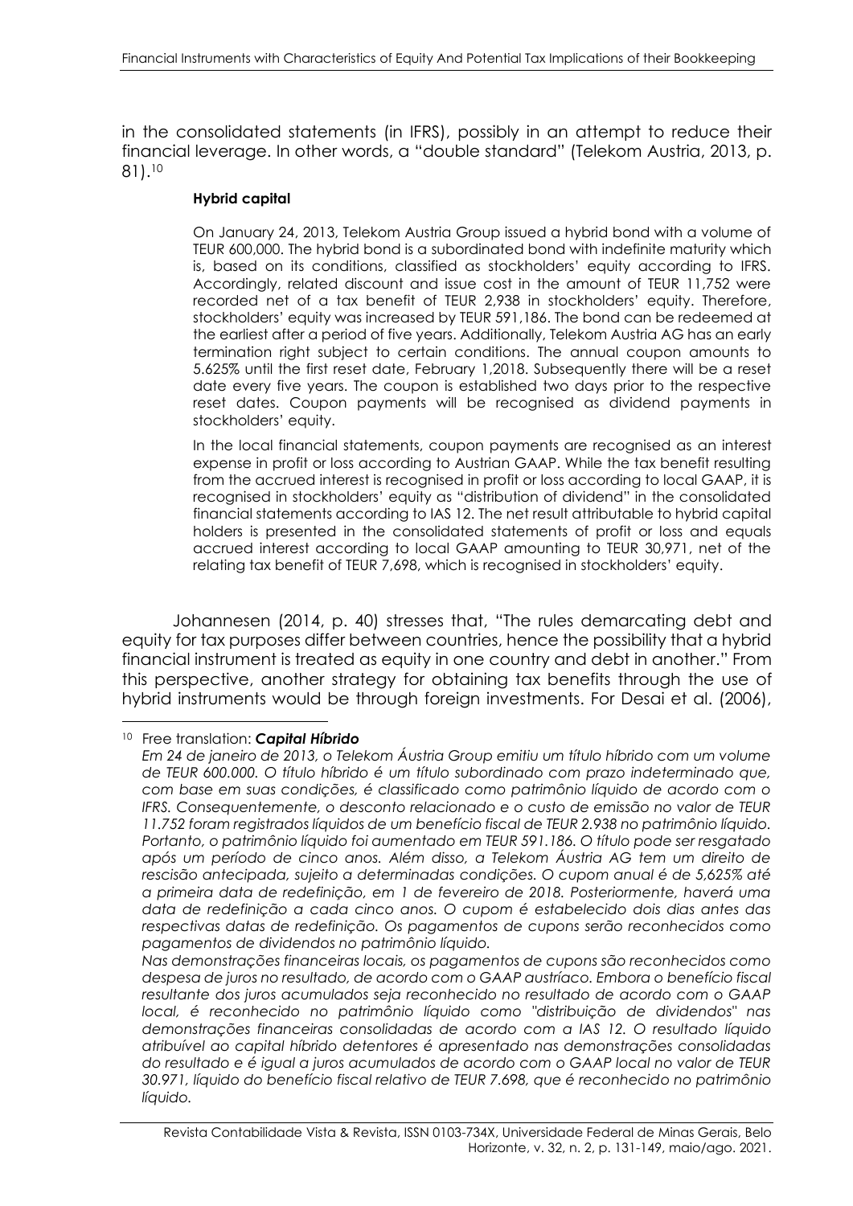in the consolidated statements (in IFRS), possibly in an attempt to reduce their financial leverage. In other words, a "double standard" (Telekom Austria, 2013, p. 81).[10]

> **Hybrid capital**
>
> On January 24, 2013, Telekom Austria Group issued a hybrid bond with a volume of TEUR 600,000. The hybrid bond is a subordinated bond with indefinite maturity which is, based on its conditions, classified as stockholders' equity according to IFRS. Accordingly, related discount and issue cost in the amount of TEUR 11,752 were recorded net of a tax benefit of TEUR 2,938 in stockholders' equity. Therefore, stockholders' equity was increased by TEUR 591,186. The bond can be redeemed at the earliest after a period of five years. Additionally, Telekom Austria AG has an early termination right subject to certain conditions. The annual coupon amounts to 5.625% until the first reset date, February 1,2018. Subsequently there will be a reset date every five years. The coupon is established two days prior to the respective reset dates. Coupon payments will be recognised as dividend payments in stockholders' equity.
>
> In the local financial statements, coupon payments are recognised as an interest expense in profit or loss according to Austrian GAAP. While the tax benefit resulting from the accrued interest is recognised in profit or loss according to local GAAP, it is recognised in stockholders' equity as "distribution of dividend" in the consolidated financial statements according to IAS 12. The net result attributable to hybrid capital holders is presented in the consolidated statements of profit or loss and equals accrued interest according to local GAAP amounting to TEUR 30,971, net of the relating tax benefit of TEUR 7,698, which is recognised in stockholders' equity.

Johannesen (2014, p. 40) stresses that, "The rules demarcating debt and equity for tax purposes differ between countries, hence the possibility that a hybrid financial instrument is treated as equity in one country and debt in another." From this perspective, another strategy for obtaining tax benefits through the use of hybrid instruments would be through foreign investments. For Desai et al. (2006),

---

[10] Free translation: ***Capital Híbrido***
*Em 24 de janeiro de 2013, o Telekom Áustria Group emitiu um título híbrido com um volume de TEUR 600.000. O título híbrido é um título subordinado com prazo indeterminado que, com base em suas condições, é classificado como patrimônio líquido de acordo com o IFRS. Consequentemente, o desconto relacionado e o custo de emissão no valor de TEUR 11.752 foram registrados líquidos de um benefício fiscal de TEUR 2.938 no patrimônio líquido. Portanto, o patrimônio líquido foi aumentado em TEUR 591.186. O título pode ser resgatado após um período de cinco anos. Além disso, a Telekom Áustria AG tem um direito de rescisão antecipada, sujeito a determinadas condições. O cupom anual é de 5,625% até a primeira data de redefinição, em 1 de fevereiro de 2018. Posteriormente, haverá uma data de redefinição a cada cinco anos. O cupom é estabelecido dois dias antes das respectivas datas de redefinição. Os pagamentos de cupons serão reconhecidos como pagamentos de dividendos no patrimônio líquido.*
*Nas demonstrações financeiras locais, os pagamentos de cupons são reconhecidos como despesa de juros no resultado, de acordo com o GAAP austríaco. Embora o benefício fiscal resultante dos juros acumulados seja reconhecido no resultado de acordo com o GAAP local, é reconhecido no patrimônio líquido como "distribuição de dividendos" nas demonstrações financeiras consolidadas de acordo com a IAS 12. O resultado líquido atribuível ao capital híbrido detentores é apresentado nas demonstrações consolidadas do resultado e é igual a juros acumulados de acordo com o GAAP local no valor de TEUR 30.971, líquido do benefício fiscal relativo de TEUR 7.698, que é reconhecido no patrimônio líquido.*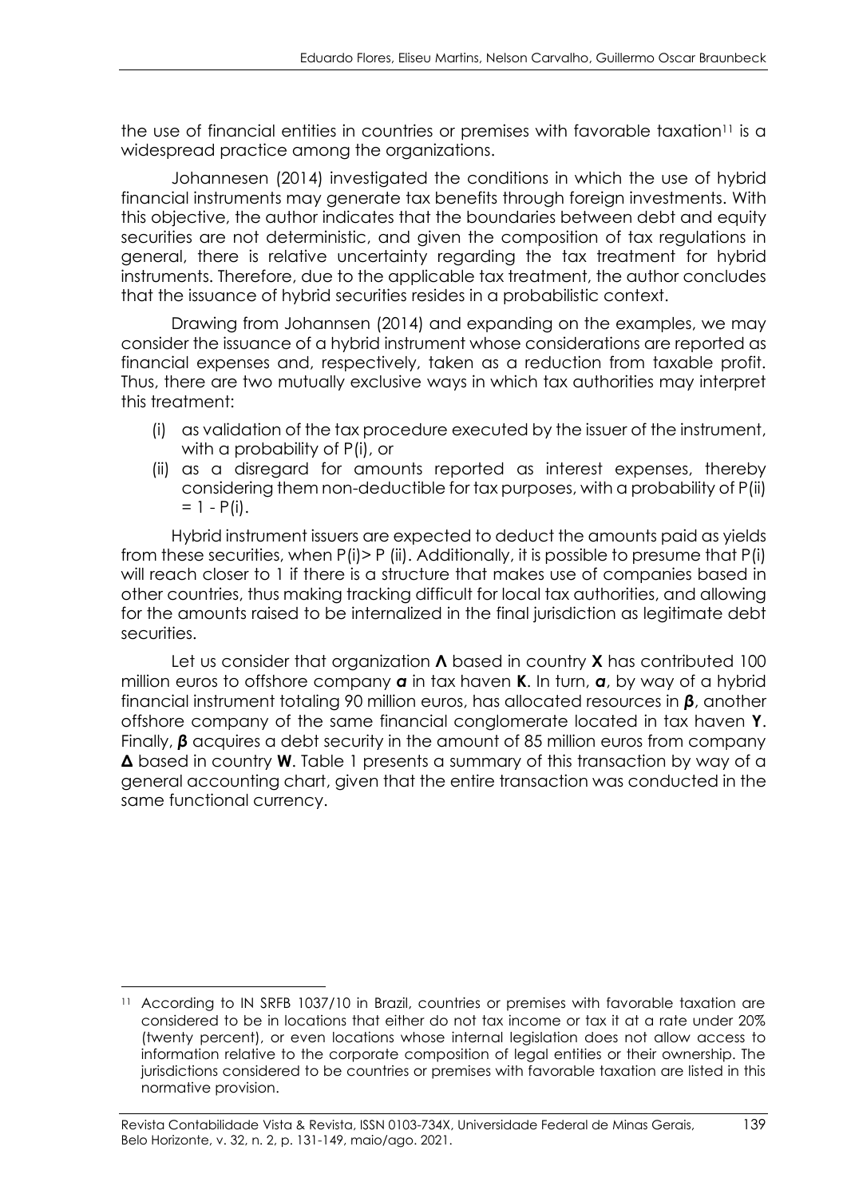the use of financial entities in countries or premises with favorable taxation[11] is a widespread practice among the organizations.

Johannesen (2014) investigated the conditions in which the use of hybrid financial instruments may generate tax benefits through foreign investments. With this objective, the author indicates that the boundaries between debt and equity securities are not deterministic, and given the composition of tax regulations in general, there is relative uncertainty regarding the tax treatment for hybrid instruments. Therefore, due to the applicable tax treatment, the author concludes that the issuance of hybrid securities resides in a probabilistic context.

Drawing from Johannsen (2014) and expanding on the examples, we may consider the issuance of a hybrid instrument whose considerations are reported as financial expenses and, respectively, taken as a reduction from taxable profit. Thus, there are two mutually exclusive ways in which tax authorities may interpret this treatment:

(i) as validation of the tax procedure executed by the issuer of the instrument, with a probability of P(i), or
(ii) as a disregard for amounts reported as interest expenses, thereby considering them non-deductible for tax purposes, with a probability of P(ii) = 1 - P(i).

Hybrid instrument issuers are expected to deduct the amounts paid as yields from these securities, when P(i)> P (ii). Additionally, it is possible to presume that P(i) will reach closer to 1 if there is a structure that makes use of companies based in other countries, thus making tracking difficult for local tax authorities, and allowing for the amounts raised to be internalized in the final jurisdiction as legitimate debt securities.

Let us consider that organization **Λ** based in country **X** has contributed 100 million euros to offshore company ***α*** in tax haven **K**. In turn, ***α***, by way of a hybrid financial instrument totaling 90 million euros, has allocated resources in ***β***, another offshore company of the same financial conglomerate located in tax haven **Y**. Finally, ***β*** acquires a debt security in the amount of 85 million euros from company **Δ** based in country **W**. Table 1 presents a summary of this transaction by way of a general accounting chart, given that the entire transaction was conducted in the same functional currency.

---

[11] According to IN SRFB 1037/10 in Brazil, countries or premises with favorable taxation are considered to be in locations that either do not tax income or tax it at a rate under 20% (twenty percent), or even locations whose internal legislation does not allow access to information relative to the corporate composition of legal entities or their ownership. The jurisdictions considered to be countries or premises with favorable taxation are listed in this normative provision.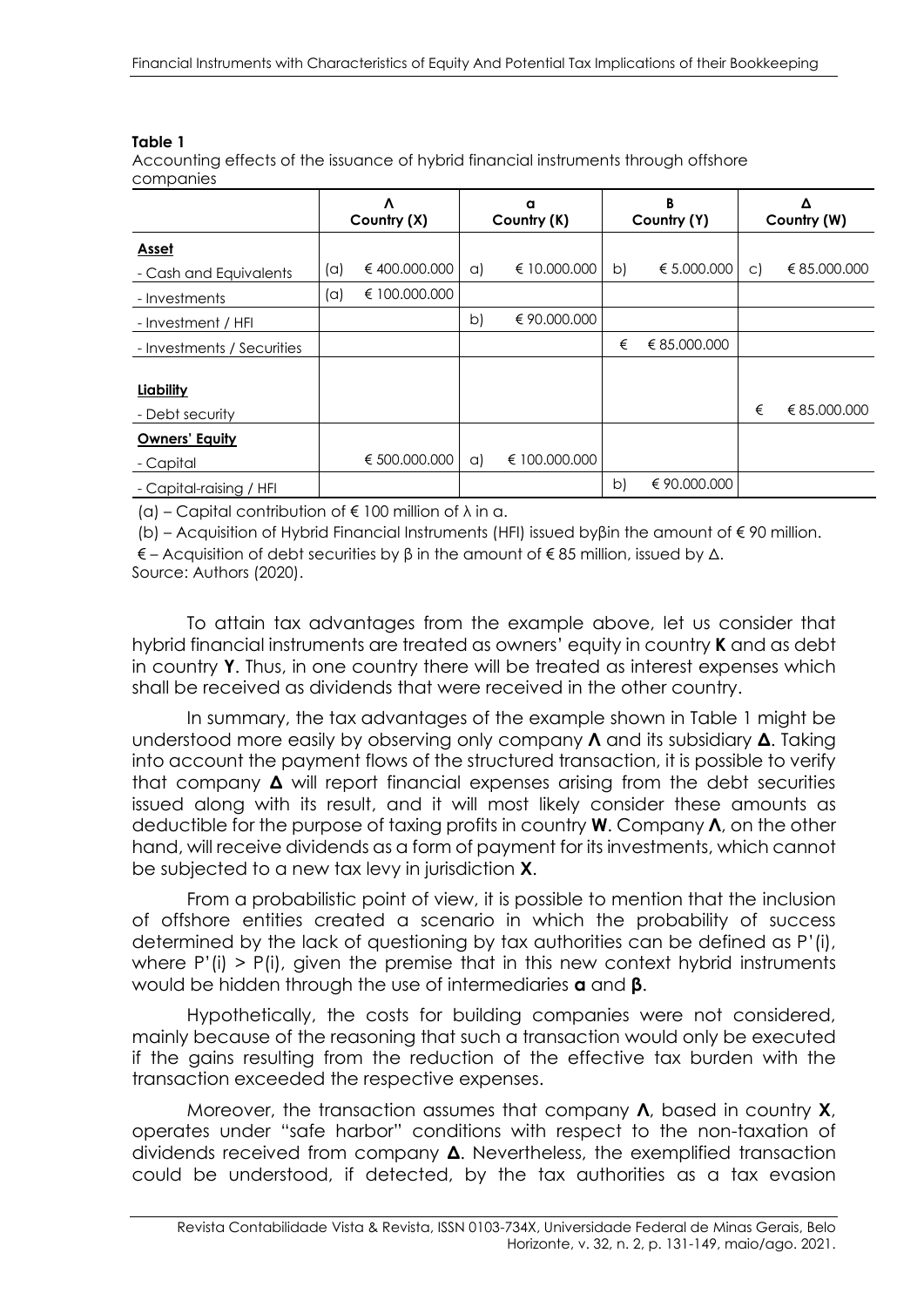**Table 1**

Accounting effects of the issuance of hybrid financial instruments through offshore companies

| | Λ Country (X) | | α Country (K) | | Β Country (Y) | | Δ Country (W) | |
|---|---|---|---|---|---|---|---|---|
| **Asset** | | | | | | | | |
| - Cash and Equivalents | (a) | € 400.000.000 | a) | € 10.000.000 | b) | € 5.000.000 | c) | € 85.000.000 |
| - Investments | (a) | € 100.000.000 | | | | | | |
| - Investment / HFI | | | b) | € 90.000.000 | | | | |
| - Investments / Securities | | | | | € | € 85.000.000 | | |
| **Liability** | | | | | | | | |
| - Debt security | | | | | | | € | € 85.000.000 |
| **Owners' Equity** | | | | | | | | |
| - Capital | | € 500.000.000 | a) | € 100.000.000 | | | | |
| - Capital-raising / HFI | | | | | b) | € 90.000.000 | | |

(a) – Capital contribution of € 100 million of λ in α.

(b) – Acquisition of Hybrid Financial Instruments (HFI) issued byβin the amount of € 90 million.

€ – Acquisition of debt securities by β in the amount of € 85 million, issued by Δ.

Source: Authors (2020).

To attain tax advantages from the example above, let us consider that hybrid financial instruments are treated as owners' equity in country **K** and as debt in country **Y**. Thus, in one country there will be treated as interest expenses which shall be received as dividends that were received in the other country.

In summary, the tax advantages of the example shown in Table 1 might be understood more easily by observing only company **Λ** and its subsidiary **Δ**. Taking into account the payment flows of the structured transaction, it is possible to verify that company **Δ** will report financial expenses arising from the debt securities issued along with its result, and it will most likely consider these amounts as deductible for the purpose of taxing profits in country **W**. Company **Λ**, on the other hand, will receive dividends as a form of payment for its investments, which cannot be subjected to a new tax levy in jurisdiction **X**.

From a probabilistic point of view, it is possible to mention that the inclusion of offshore entities created a scenario in which the probability of success determined by the lack of questioning by tax authorities can be defined as $P'(i)$, where $P'(i) > P(i)$, given the premise that in this new context hybrid instruments would be hidden through the use of intermediaries **α** and **β**.

Hypothetically, the costs for building companies were not considered, mainly because of the reasoning that such a transaction would only be executed if the gains resulting from the reduction of the effective tax burden with the transaction exceeded the respective expenses.

Moreover, the transaction assumes that company **Λ**, based in country **X**, operates under "safe harbor" conditions with respect to the non-taxation of dividends received from company **Δ**. Nevertheless, the exemplified transaction could be understood, if detected, by the tax authorities as a tax evasion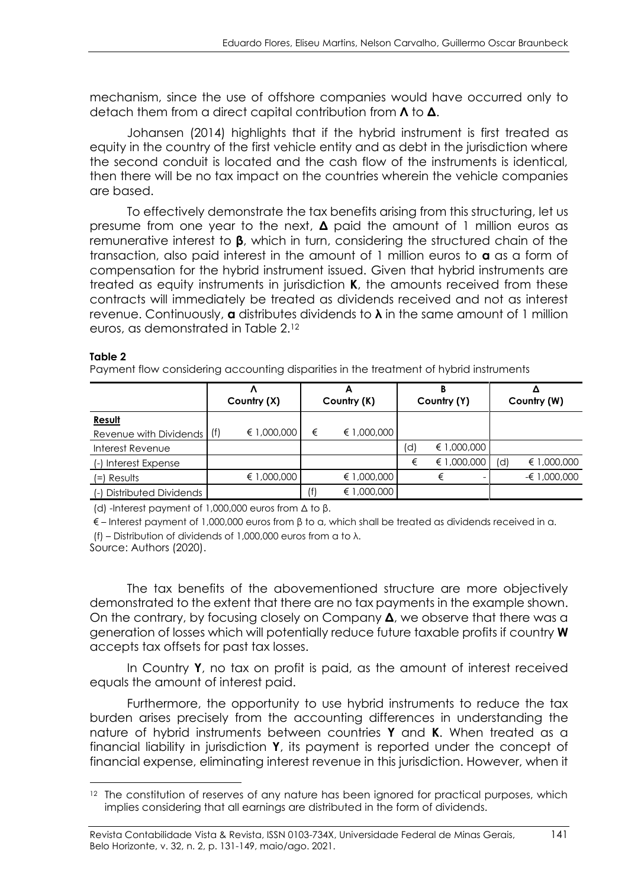mechanism, since the use of offshore companies would have occurred only to detach them from a direct capital contribution from **Λ** to **Δ**.

Johansen (2014) highlights that if the hybrid instrument is first treated as equity in the country of the first vehicle entity and as debt in the jurisdiction where the second conduit is located and the cash flow of the instruments is identical, then there will be no tax impact on the countries wherein the vehicle companies are based.

To effectively demonstrate the tax benefits arising from this structuring, let us presume from one year to the next, **Δ** paid the amount of 1 million euros as remunerative interest to **β**, which in turn, considering the structured chain of the transaction, also paid interest in the amount of 1 million euros to **α** as a form of compensation for the hybrid instrument issued. Given that hybrid instruments are treated as equity instruments in jurisdiction **K**, the amounts received from these contracts will immediately be treated as dividends received and not as interest revenue. Continuously, **α** distributes dividends to **λ** in the same amount of 1 million euros, as demonstrated in Table 2.[12]

**Table 2**

Payment flow considering accounting disparities in the treatment of hybrid instruments

| | Λ Country (X) | | Α Country (K) | | Β Country (Y) | | Δ Country (W) | |
|---|---|---|---|---|---|---|---|---|
| **Result** | | | | | | | | |
| Revenue with Dividends | (f) | € 1,000,000 | € | € 1,000,000 | | | | |
| Interest Revenue | | | | | (d) | € 1,000,000 | | |
| (-) Interest Expense | | | | | € | € 1,000,000 | (d) | € 1,000,000 |
| (=) Results | | € 1,000,000 | | € 1,000,000 | | € - | | -€ 1,000,000 |
| (-) Distributed Dividends | | | (f) | € 1,000,000 | | | | |

(d) -Interest payment of 1,000,000 euros from Δ to β.

€ – Interest payment of 1,000,000 euros from β to α, which shall be treated as dividends received in α.

(f) – Distribution of dividends of 1,000,000 euros from α to λ.

Source: Authors (2020).

The tax benefits of the abovementioned structure are more objectively demonstrated to the extent that there are no tax payments in the example shown. On the contrary, by focusing closely on Company **Δ**, we observe that there was a generation of losses which will potentially reduce future taxable profits if country **W** accepts tax offsets for past tax losses.

In Country **Y**, no tax on profit is paid, as the amount of interest received equals the amount of interest paid.

Furthermore, the opportunity to use hybrid instruments to reduce the tax burden arises precisely from the accounting differences in understanding the nature of hybrid instruments between countries **Y** and **K**. When treated as a financial liability in jurisdiction **Y**, its payment is reported under the concept of financial expense, eliminating interest revenue in this jurisdiction. However, when it

[12] The constitution of reserves of any nature has been ignored for practical purposes, which implies considering that all earnings are distributed in the form of dividends.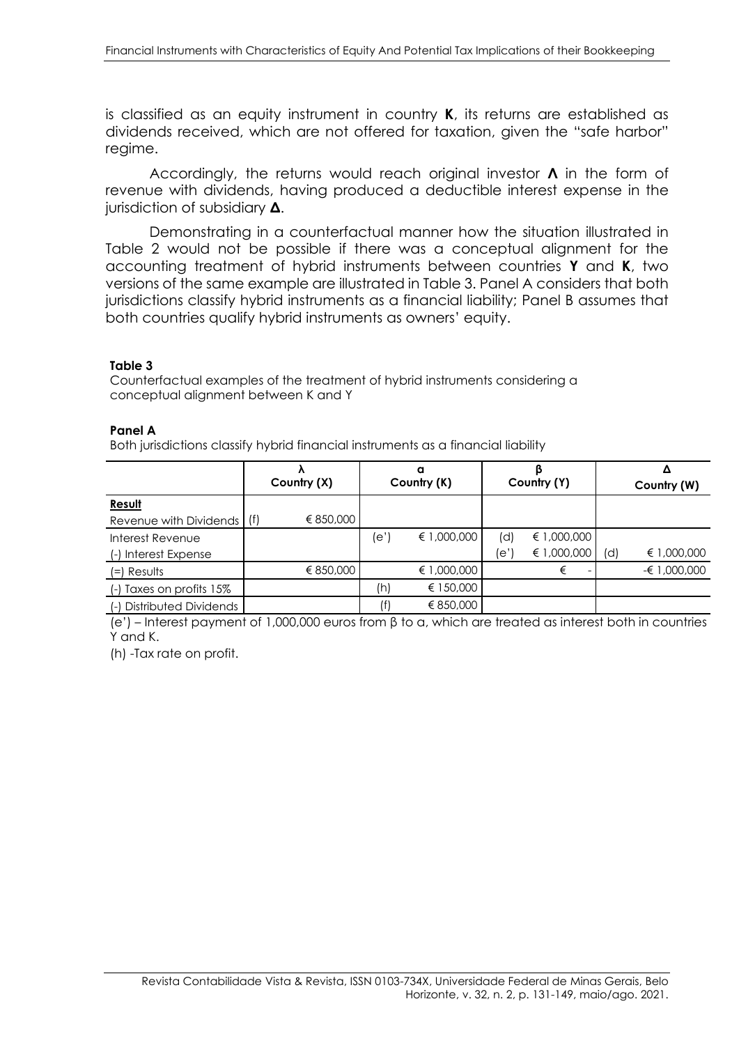is classified as an equity instrument in country **K**, its returns are established as dividends received, which are not offered for taxation, given the "safe harbor" regime.

Accordingly, the returns would reach original investor **Λ** in the form of revenue with dividends, having produced a deductible interest expense in the jurisdiction of subsidiary **Δ**.

Demonstrating in a counterfactual manner how the situation illustrated in Table 2 would not be possible if there was a conceptual alignment for the accounting treatment of hybrid instruments between countries **Y** and **K**, two versions of the same example are illustrated in Table 3. Panel A considers that both jurisdictions classify hybrid instruments as a financial liability; Panel B assumes that both countries qualify hybrid instruments as owners' equity.

**Table 3**

Counterfactual examples of the treatment of hybrid instruments considering a conceptual alignment between K and Y

**Panel A**

Both jurisdictions classify hybrid financial instruments as a financial liability

| | λ Country (X) | | α Country (K) | | β Country (Y) | | Δ Country (W) | |
|---|---|---|---|---|---|---|---|---|
| **Result** | | | | | | | | |
| Revenue with Dividends | (f) | € 850,000 | | | | | | |
| Interest Revenue | | | (e') | € 1,000,000 | (d) | € 1,000,000 | | |
| (-) Interest Expense | | | | | (e') | € 1,000,000 | (d) | € 1,000,000 |
| (=) Results | | € 850,000 | | € 1,000,000 | | € - | | -€ 1,000,000 |
| (-) Taxes on profits 15% | | | (h) | € 150,000 | | | | |
| (-) Distributed Dividends | | | (f) | € 850,000 | | | | |

(e') – Interest payment of 1,000,000 euros from β to α, which are treated as interest both in countries Y and K.

(h) -Tax rate on profit.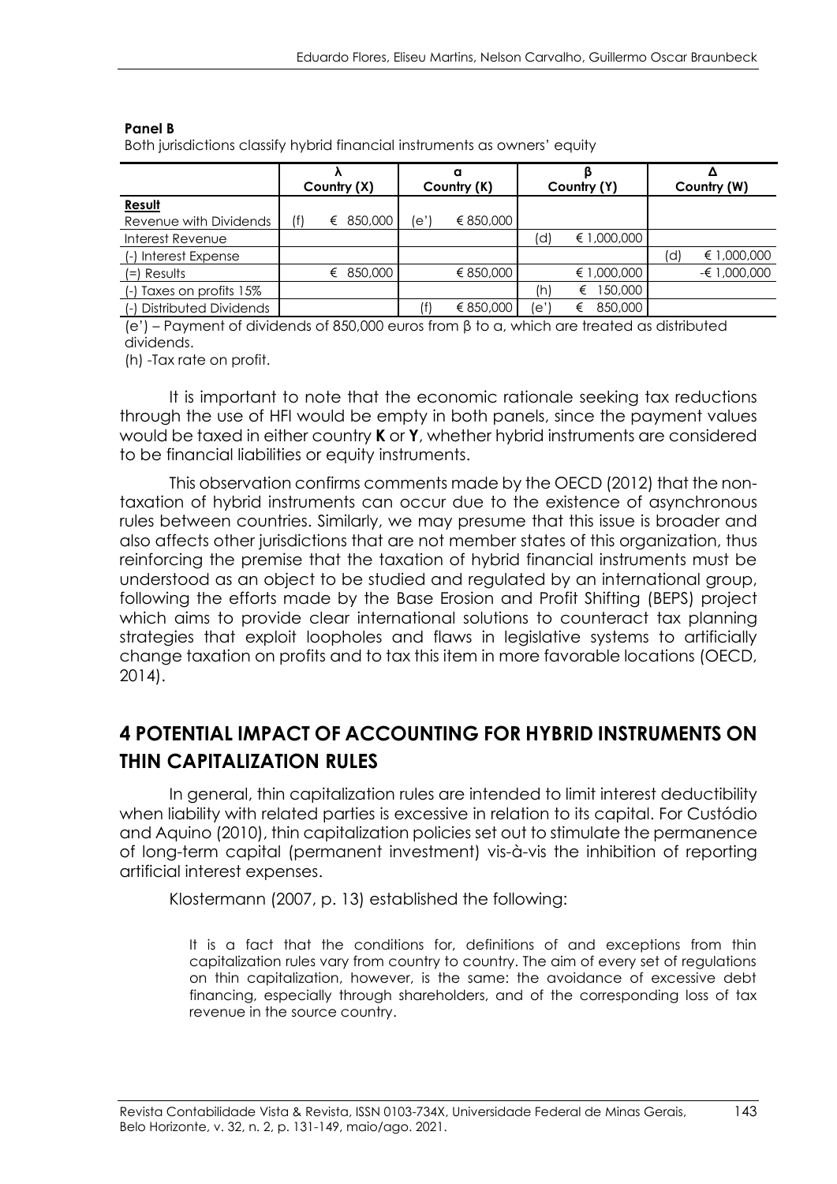**Panel B**

Both jurisdictions classify hybrid financial instruments as owners' equity

| | λ | | α | | β | | Δ | |
|---|---|---|---|---|---|---|---|---|
| | Country (X) | | Country (K) | | Country (Y) | | Country (W) | |
| **Result** | | | | | | | | |
| Revenue with Dividends | (f) | € 850,000 | (e') | € 850,000 | | | | |
| Interest Revenue | | | | | (d) | € 1,000,000 | | |
| (-) Interest Expense | | | | | | | (d) | € 1,000,000 |
| (=) Results | | € 850,000 | | € 850,000 | | € 1,000,000 | | -€ 1,000,000 |
| (-) Taxes on profits 15% | | | | | (h) | € 150,000 | | |
| (-) Distributed Dividends | | | (f) | € 850,000 | (e') | € 850,000 | | |

(e') – Payment of dividends of 850,000 euros from β to α, which are treated as distributed dividends.

(h) -Tax rate on profit.

It is important to note that the economic rationale seeking tax reductions through the use of HFI would be empty in both panels, since the payment values would be taxed in either country **K** or **Y**, whether hybrid instruments are considered to be financial liabilities or equity instruments.

This observation confirms comments made by the OECD (2012) that the non-taxation of hybrid instruments can occur due to the existence of asynchronous rules between countries. Similarly, we may presume that this issue is broader and also affects other jurisdictions that are not member states of this organization, thus reinforcing the premise that the taxation of hybrid financial instruments must be understood as an object to be studied and regulated by an international group, following the efforts made by the Base Erosion and Profit Shifting (BEPS) project which aims to provide clear international solutions to counteract tax planning strategies that exploit loopholes and flaws in legislative systems to artificially change taxation on profits and to tax this item in more favorable locations (OECD, 2014).

## 4 POTENTIAL IMPACT OF ACCOUNTING FOR HYBRID INSTRUMENTS ON THIN CAPITALIZATION RULES

In general, thin capitalization rules are intended to limit interest deductibility when liability with related parties is excessive in relation to its capital. For Custódio and Aquino (2010), thin capitalization policies set out to stimulate the permanence of long-term capital (permanent investment) vis-à-vis the inhibition of reporting artificial interest expenses.

Klostermann (2007, p. 13) established the following:

> It is a fact that the conditions for, definitions of and exceptions from thin capitalization rules vary from country to country. The aim of every set of regulations on thin capitalization, however, is the same: the avoidance of excessive debt financing, especially through shareholders, and of the corresponding loss of tax revenue in the source country.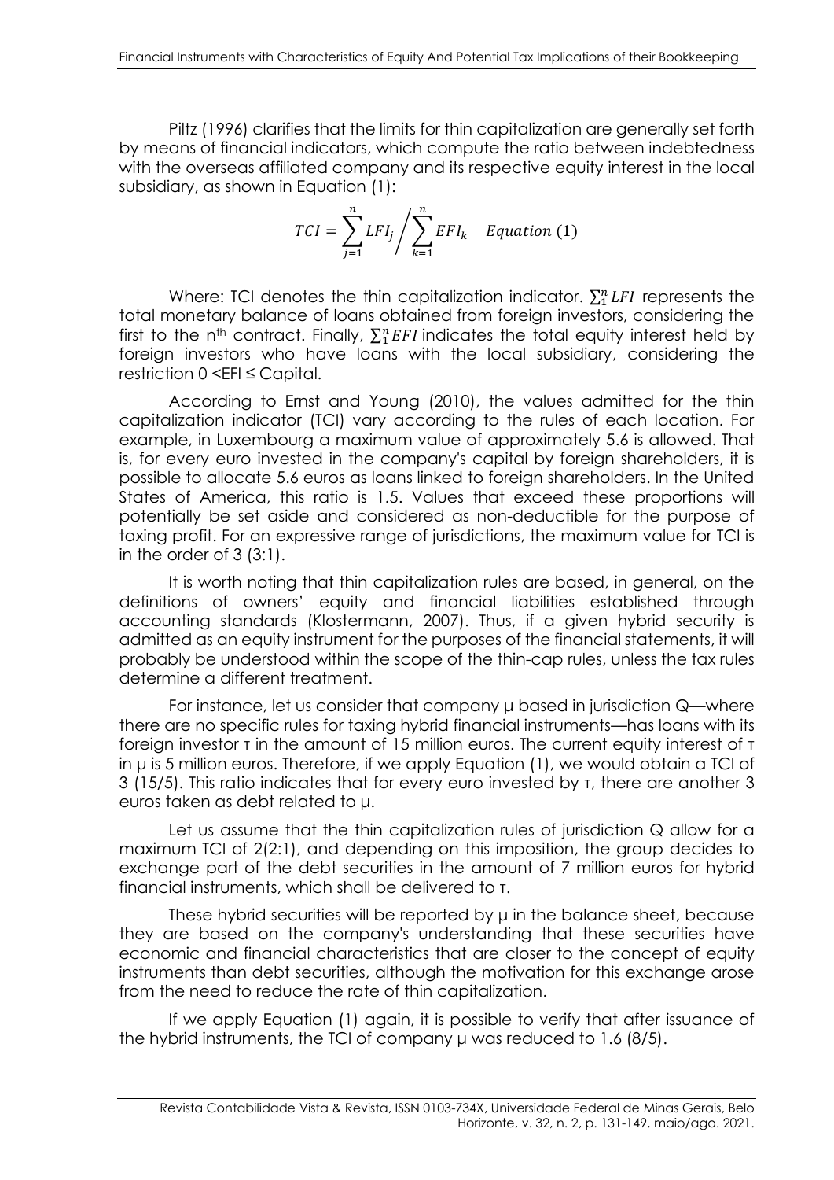Piltz (1996) clarifies that the limits for thin capitalization are generally set forth by means of financial indicators, which compute the ratio between indebtedness with the overseas affiliated company and its respective equity interest in the local subsidiary, as shown in Equation (1):

$$TCI = \sum_{j=1}^{n} LFI_j \Big/ \sum_{k=1}^{n} EFI_k \quad Equation\ (1)$$

Where: TCI denotes the thin capitalization indicator. $\sum_1^n LFI$ represents the total monetary balance of loans obtained from foreign investors, considering the first to the $n^{th}$ contract. Finally, $\sum_1^n EFI$ indicates the total equity interest held by foreign investors who have loans with the local subsidiary, considering the restriction $0 < EFI \leq Capital$.

According to Ernst and Young (2010), the values admitted for the thin capitalization indicator (TCI) vary according to the rules of each location. For example, in Luxembourg a maximum value of approximately 5.6 is allowed. That is, for every euro invested in the company's capital by foreign shareholders, it is possible to allocate 5.6 euros as loans linked to foreign shareholders. In the United States of America, this ratio is 1.5. Values that exceed these proportions will potentially be set aside and considered as non-deductible for the purpose of taxing profit. For an expressive range of jurisdictions, the maximum value for TCI is in the order of 3 (3:1).

It is worth noting that thin capitalization rules are based, in general, on the definitions of owners' equity and financial liabilities established through accounting standards (Klostermann, 2007). Thus, if a given hybrid security is admitted as an equity instrument for the purposes of the financial statements, it will probably be understood within the scope of the thin-cap rules, unless the tax rules determine a different treatment.

For instance, let us consider that company μ based in jurisdiction Q—where there are no specific rules for taxing hybrid financial instruments—has loans with its foreign investor τ in the amount of 15 million euros. The current equity interest of τ in μ is 5 million euros. Therefore, if we apply Equation (1), we would obtain a TCI of 3 (15/5). This ratio indicates that for every euro invested by τ, there are another 3 euros taken as debt related to μ.

Let us assume that the thin capitalization rules of jurisdiction Q allow for a maximum TCI of 2(2:1), and depending on this imposition, the group decides to exchange part of the debt securities in the amount of 7 million euros for hybrid financial instruments, which shall be delivered to τ.

These hybrid securities will be reported by μ in the balance sheet, because they are based on the company's understanding that these securities have economic and financial characteristics that are closer to the concept of equity instruments than debt securities, although the motivation for this exchange arose from the need to reduce the rate of thin capitalization.

If we apply Equation (1) again, it is possible to verify that after issuance of the hybrid instruments, the TCI of company μ was reduced to 1.6 (8/5).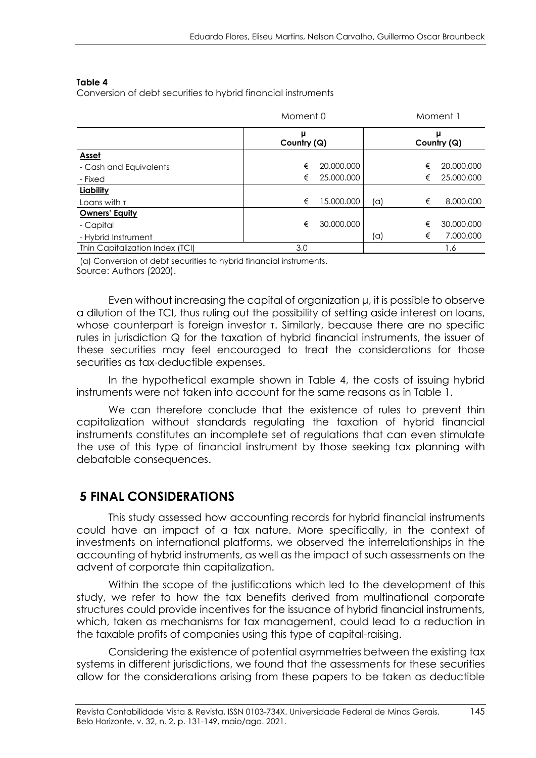**Table 4**
Conversion of debt securities to hybrid financial instruments

| | Moment 0 | | Moment 1 |
|---|---|---|---|
| | μ Country (Q) | | μ Country (Q) |
| **Asset** | | | |
| - Cash and Equivalents | € 20.000.000 | | € 20.000.000 |
| - Fixed | € 25.000.000 | | € 25.000.000 |
| **Liability** | | | |
| Loans with τ | € 15.000.000 | (a) | € 8.000.000 |
| **Owners' Equity** | | | |
| - Capital | € 30.000.000 | | € 30.000.000 |
| - Hybrid Instrument | | (a) | € 7.000.000 |
| Thin Capitalization Index (TCI) | 3,0 | | 1,6 |

(a) Conversion of debt securities to hybrid financial instruments.
Source: Authors (2020).

Even without increasing the capital of organization μ, it is possible to observe a dilution of the TCI, thus ruling out the possibility of setting aside interest on loans, whose counterpart is foreign investor τ. Similarly, because there are no specific rules in jurisdiction Q for the taxation of hybrid financial instruments, the issuer of these securities may feel encouraged to treat the considerations for those securities as tax-deductible expenses.

In the hypothetical example shown in Table 4, the costs of issuing hybrid instruments were not taken into account for the same reasons as in Table 1.

We can therefore conclude that the existence of rules to prevent thin capitalization without standards regulating the taxation of hybrid financial instruments constitutes an incomplete set of regulations that can even stimulate the use of this type of financial instrument by those seeking tax planning with debatable consequences.

## 5 FINAL CONSIDERATIONS

This study assessed how accounting records for hybrid financial instruments could have an impact of a tax nature. More specifically, in the context of investments on international platforms, we observed the interrelationships in the accounting of hybrid instruments, as well as the impact of such assessments on the advent of corporate thin capitalization.

Within the scope of the justifications which led to the development of this study, we refer to how the tax benefits derived from multinational corporate structures could provide incentives for the issuance of hybrid financial instruments, which, taken as mechanisms for tax management, could lead to a reduction in the taxable profits of companies using this type of capital-raising.

Considering the existence of potential asymmetries between the existing tax systems in different jurisdictions, we found that the assessments for these securities allow for the considerations arising from these papers to be taken as deductible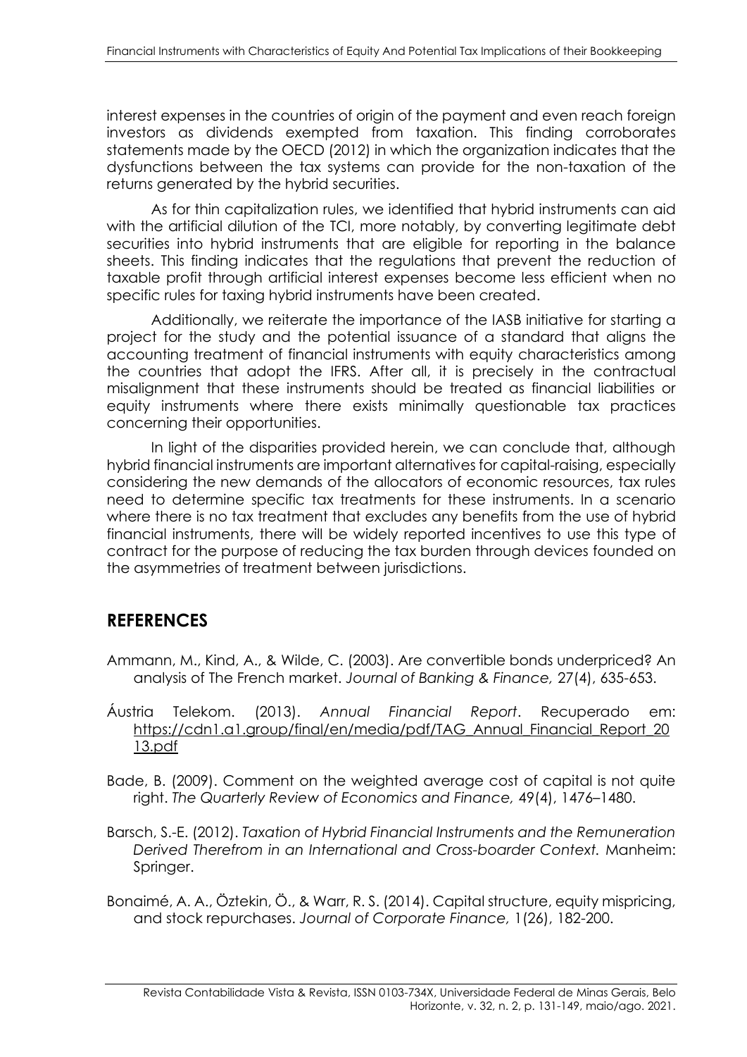interest expenses in the countries of origin of the payment and even reach foreign investors as dividends exempted from taxation. This finding corroborates statements made by the OECD (2012) in which the organization indicates that the dysfunctions between the tax systems can provide for the non-taxation of the returns generated by the hybrid securities.

As for thin capitalization rules, we identified that hybrid instruments can aid with the artificial dilution of the TCI, more notably, by converting legitimate debt securities into hybrid instruments that are eligible for reporting in the balance sheets. This finding indicates that the regulations that prevent the reduction of taxable profit through artificial interest expenses become less efficient when no specific rules for taxing hybrid instruments have been created.

Additionally, we reiterate the importance of the IASB initiative for starting a project for the study and the potential issuance of a standard that aligns the accounting treatment of financial instruments with equity characteristics among the countries that adopt the IFRS. After all, it is precisely in the contractual misalignment that these instruments should be treated as financial liabilities or equity instruments where there exists minimally questionable tax practices concerning their opportunities.

In light of the disparities provided herein, we can conclude that, although hybrid financial instruments are important alternatives for capital-raising, especially considering the new demands of the allocators of economic resources, tax rules need to determine specific tax treatments for these instruments. In a scenario where there is no tax treatment that excludes any benefits from the use of hybrid financial instruments, there will be widely reported incentives to use this type of contract for the purpose of reducing the tax burden through devices founded on the asymmetries of treatment between jurisdictions.

## REFERENCES

Ammann, M., Kind, A., & Wilde, C. (2003). Are convertible bonds underpriced? An analysis of The French market. *Journal of Banking & Finance,* 27(4), 635-653.

Áustria Telekom. (2013). *Annual Financial Report*. Recuperado em: https://cdn1.a1.group/final/en/media/pdf/TAG_Annual_Financial_Report_2013.pdf

Bade, B. (2009). Comment on the weighted average cost of capital is not quite right. *The Quarterly Review of Economics and Finance,* 49(4), 1476–1480.

Barsch, S.-E. (2012). *Taxation of Hybrid Financial Instruments and the Remuneration Derived Therefrom in an International and Cross-boarder Context.* Manheim: Springer.

Bonaimé, A. A., Öztekin, Ö., & Warr, R. S. (2014). Capital structure, equity mispricing, and stock repurchases. *Journal of Corporate Finance,* 1(26), 182-200.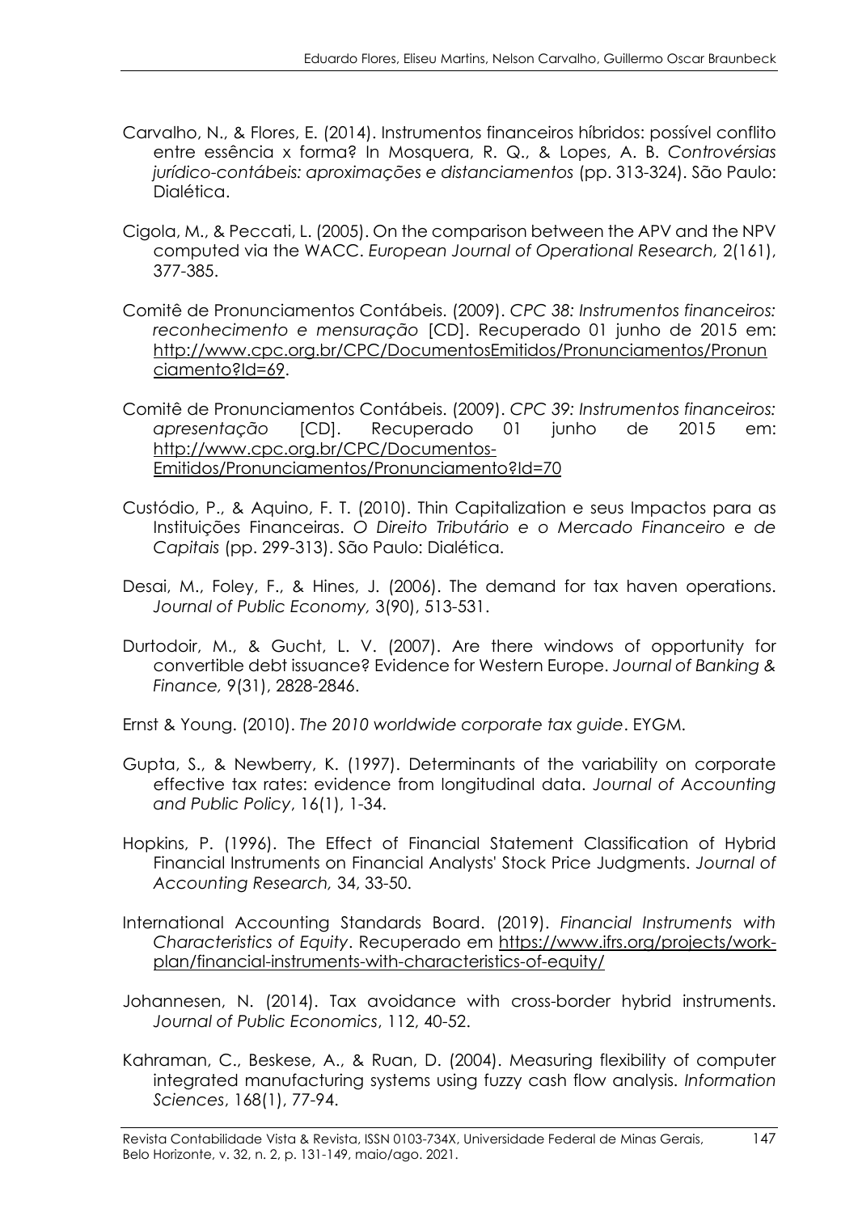Carvalho, N., & Flores, E. (2014). Instrumentos financeiros híbridos: possível conflito entre essência x forma? In Mosquera, R. Q., & Lopes, A. B. *Controvérsias jurídico-contábeis: aproximações e distanciamentos* (pp. 313-324). São Paulo: Dialética.

Cigola, M., & Peccati, L. (2005). On the comparison between the APV and the NPV computed via the WACC. *European Journal of Operational Research,* 2(161), 377-385.

Comitê de Pronunciamentos Contábeis. (2009). *CPC 38: Instrumentos financeiros: reconhecimento e mensuração* [CD]. Recuperado 01 junho de 2015 em: http://www.cpc.org.br/CPC/DocumentosEmitidos/Pronunciamentos/Pronunciamento?Id=69.

Comitê de Pronunciamentos Contábeis. (2009). *CPC 39: Instrumentos financeiros: apresentação* [CD]. Recuperado 01 junho de 2015 em: http://www.cpc.org.br/CPC/Documentos-Emitidos/Pronunciamentos/Pronunciamento?Id=70

Custódio, P., & Aquino, F. T. (2010). Thin Capitalization e seus Impactos para as Instituições Financeiras. *O Direito Tributário e o Mercado Financeiro e de Capitais* (pp. 299-313). São Paulo: Dialética.

Desai, M., Foley, F., & Hines, J. (2006). The demand for tax haven operations. *Journal of Public Economy,* 3(90), 513-531.

Durtodoir, M., & Gucht, L. V. (2007). Are there windows of opportunity for convertible debt issuance? Evidence for Western Europe. *Journal of Banking & Finance,* 9(31), 2828-2846.

Ernst & Young. (2010). *The 2010 worldwide corporate tax guide*. EYGM.

Gupta, S., & Newberry, K. (1997). Determinants of the variability on corporate effective tax rates: evidence from longitudinal data. *Journal of Accounting and Public Policy*, 16(1), 1-34.

Hopkins, P. (1996). The Effect of Financial Statement Classification of Hybrid Financial Instruments on Financial Analysts' Stock Price Judgments. *Journal of Accounting Research,* 34, 33-50.

International Accounting Standards Board. (2019). *Financial Instruments with Characteristics of Equity*. Recuperado em https://www.ifrs.org/projects/work-plan/financial-instruments-with-characteristics-of-equity/

Johannesen, N. (2014). Tax avoidance with cross-border hybrid instruments. *Journal of Public Economics*, 112, 40-52.

Kahraman, C., Beskese, A., & Ruan, D. (2004). Measuring flexibility of computer integrated manufacturing systems using fuzzy cash flow analysis. *Information Sciences*, 168(1), 77-94.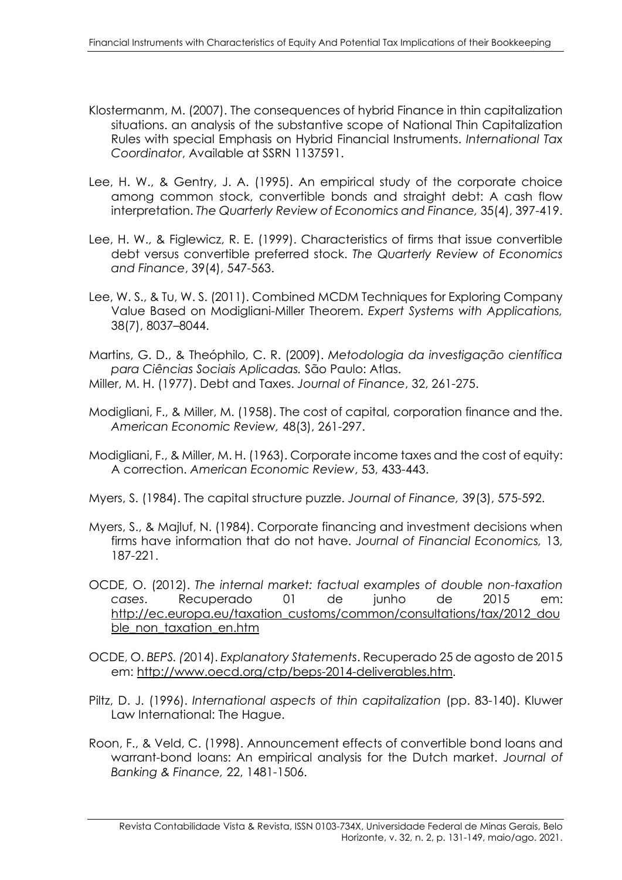Klostermanm, M. (2007). The consequences of hybrid Finance in thin capitalization situations. an analysis of the substantive scope of National Thin Capitalization Rules with special Emphasis on Hybrid Financial Instruments. *International Tax Coordinator*, Available at SSRN 1137591.

Lee, H. W., & Gentry, J. A. (1995). An empirical study of the corporate choice among common stock, convertible bonds and straight debt: A cash flow interpretation. *The Quarterly Review of Economics and Finance,* 35(4), 397-419.

Lee, H. W., & Figlewicz, R. E. (1999). Characteristics of firms that issue convertible debt versus convertible preferred stock. *The Quarterly Review of Economics and Finance*, 39(4), 547-563.

Lee, W. S., & Tu, W. S. (2011). Combined MCDM Techniques for Exploring Company Value Based on Modigliani-Miller Theorem. *Expert Systems with Applications,* 38(7), 8037–8044.

Martins, G. D., & Theóphilo, C. R. (2009). *Metodologia da investigação científica para Ciências Sociais Aplicadas.* São Paulo: Atlas.

Miller, M. H. (1977). Debt and Taxes. *Journal of Finance*, 32, 261-275.

Modigliani, F., & Miller, M. (1958). The cost of capital, corporation finance and the. *American Economic Review,* 48(3), 261-297.

Modigliani, F., & Miller, M. H. (1963). Corporate income taxes and the cost of equity: A correction. *American Economic Review*, 53, 433-443.

Myers, S. (1984). The capital structure puzzle. *Journal of Finance,* 39(3), 575-592.

Myers, S., & Majluf, N. (1984). Corporate financing and investment decisions when firms have information that do not have. *Journal of Financial Economics,* 13, 187-221.

OCDE, O. (2012). *The internal market: factual examples of double non-taxation cases*. Recuperado 01 de junho de 2015 em: http://ec.europa.eu/taxation_customs/common/consultations/tax/2012_double_non_taxation_en.htm

OCDE, O. *BEPS. (*2014). *Explanatory Statements*. Recuperado 25 de agosto de 2015 em: http://www.oecd.org/ctp/beps-2014-deliverables.htm.

Piltz, D. J. (1996). *International aspects of thin capitalization* (pp. 83-140). Kluwer Law International: The Hague.

Roon, F., & Veld, C. (1998). Announcement effects of convertible bond loans and warrant-bond loans: An empirical analysis for the Dutch market. *Journal of Banking & Finance,* 22, 1481-1506.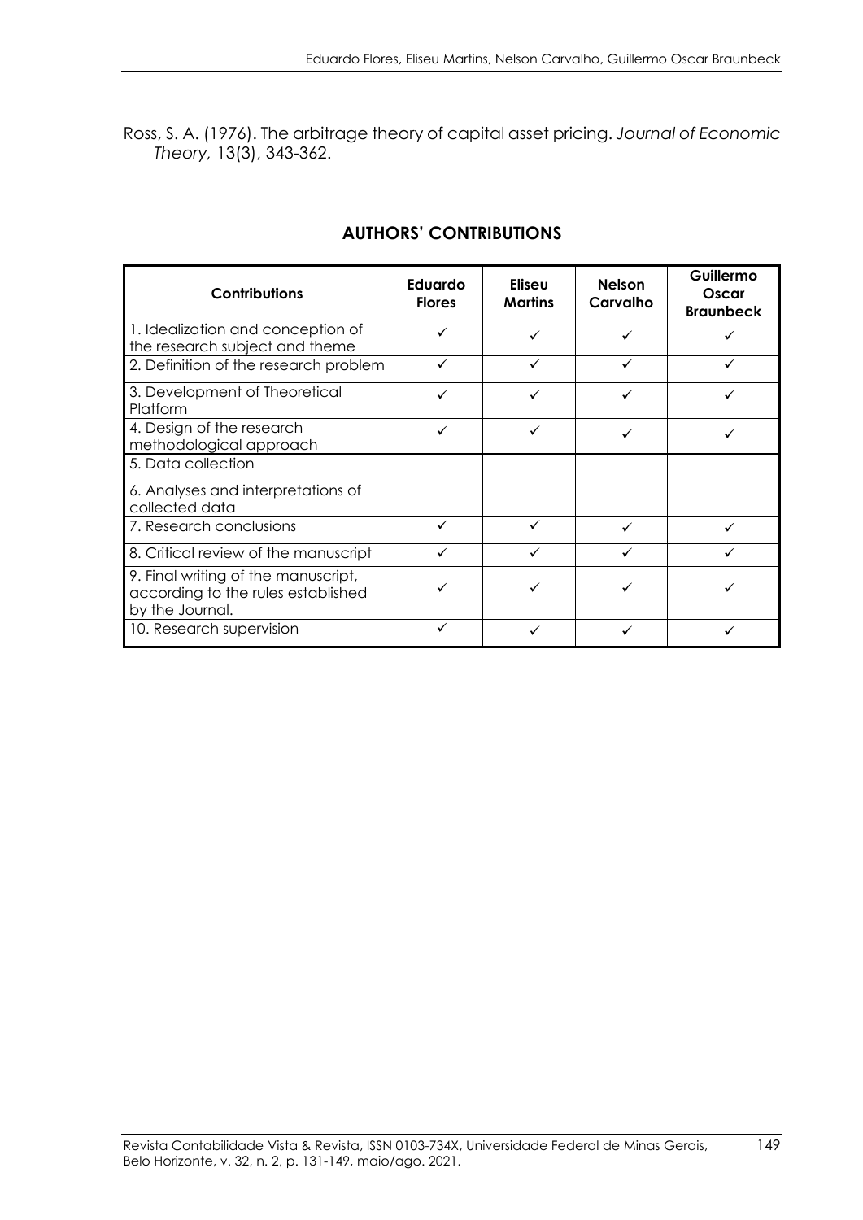Ross, S. A. (1976). The arbitrage theory of capital asset pricing. *Journal of Economic Theory,* 13(3), 343-362.

## AUTHORS' CONTRIBUTIONS

| Contributions | Eduardo Flores | Eliseu Martins | Nelson Carvalho | Guillermo Oscar Braunbeck |
|---|---|---|---|---|
| 1. Idealization and conception of the research subject and theme | ✓ | ✓ | ✓ | ✓ |
| 2. Definition of the research problem | ✓ | ✓ | ✓ | ✓ |
| 3. Development of Theoretical Platform | ✓ | ✓ | ✓ | ✓ |
| 4. Design of the research methodological approach | ✓ | ✓ | ✓ | ✓ |
| 5. Data collection | | | | |
| 6. Analyses and interpretations of collected data | | | | |
| 7. Research conclusions | ✓ | ✓ | ✓ | ✓ |
| 8. Critical review of the manuscript | ✓ | ✓ | ✓ | ✓ |
| 9. Final writing of the manuscript, according to the rules established by the Journal. | ✓ | ✓ | ✓ | ✓ |
| 10. Research supervision | ✓ | ✓ | ✓ | ✓ |